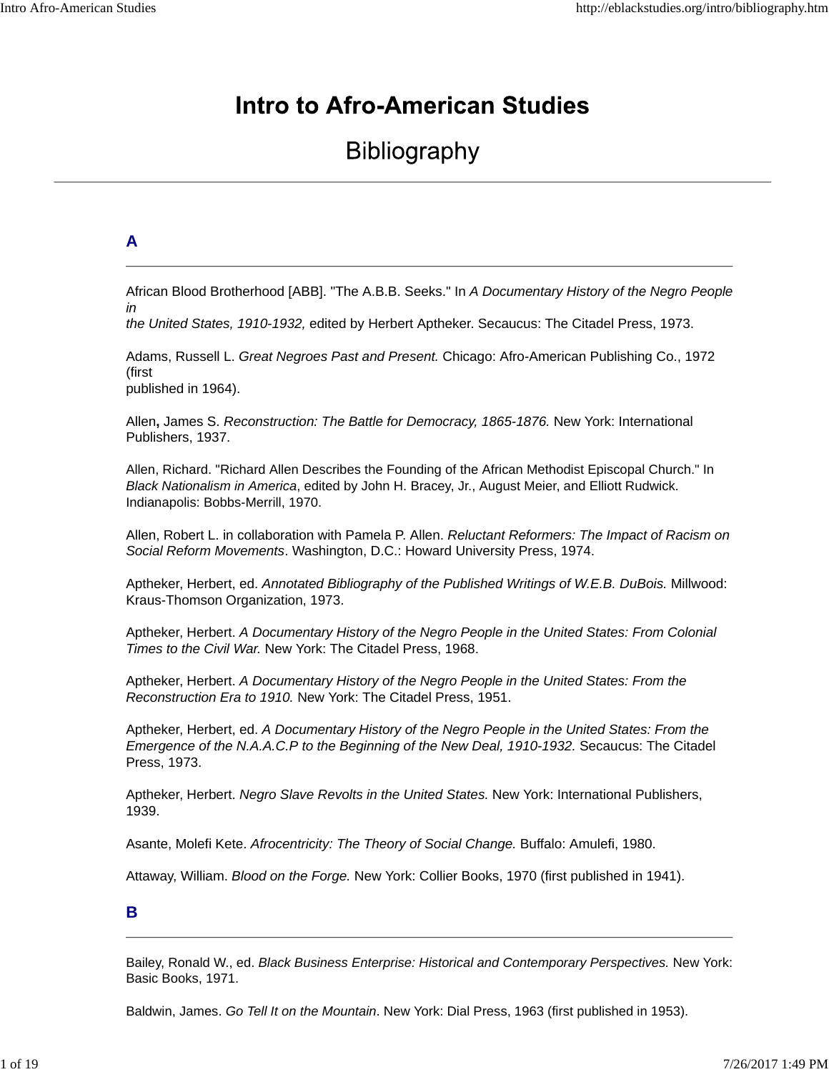# Intro to Afro-American Studies

## Bibliography

---

### A

---

African Blood Brotherhood [ABB]. "The A.B.B. Seeks." In *A Documentary History of the Negro People in the United States, 1910-1932,* edited by Herbert Aptheker. Secaucus: The Citadel Press, 1973.

Adams, Russell L. *Great Negroes Past and Present.* Chicago: Afro-American Publishing Co., 1972 (first published in 1964).

Allen**,** James S. *Reconstruction: The Battle for Democracy, 1865-1876.* New York: International Publishers, 1937.

Allen, Richard. "Richard Allen Describes the Founding of the African Methodist Episcopal Church." In *Black Nationalism in America*, edited by John H. Bracey, Jr., August Meier, and Elliott Rudwick. Indianapolis: Bobbs-Merrill, 1970.

Allen, Robert L. in collaboration with Pamela P. Allen. *Reluctant Reformers: The Impact of Racism on Social Reform Movements*. Washington, D.C.: Howard University Press, 1974.

Aptheker, Herbert, ed. *Annotated Bibliography of the Published Writings of W.E.B. DuBois.* Millwood: Kraus-Thomson Organization, 1973.

Aptheker, Herbert. *A Documentary History of the Negro People in the United States: From Colonial Times to the Civil War.* New York: The Citadel Press, 1968.

Aptheker, Herbert. *A Documentary History of the Negro People in the United States: From the Reconstruction Era to 1910.* New York: The Citadel Press, 1951.

Aptheker, Herbert, ed. *A Documentary History of the Negro People in the United States: From the Emergence of the N.A.A.C.P to the Beginning of the New Deal, 1910-1932.* Secaucus: The Citadel Press, 1973.

Aptheker, Herbert. *Negro Slave Revolts in the United States.* New York: International Publishers, 1939.

Asante, Molefi Kete. *Afrocentricity: The Theory of Social Change.* Buffalo: Amulefi, 1980.

Attaway, William. *Blood on the Forge.* New York: Collier Books, 1970 (first published in 1941).

### B

---

Bailey, Ronald W., ed. *Black Business Enterprise: Historical and Contemporary Perspectives.* New York: Basic Books, 1971.

Baldwin, James. *Go Tell It on the Mountain*. New York: Dial Press, 1963 (first published in 1953).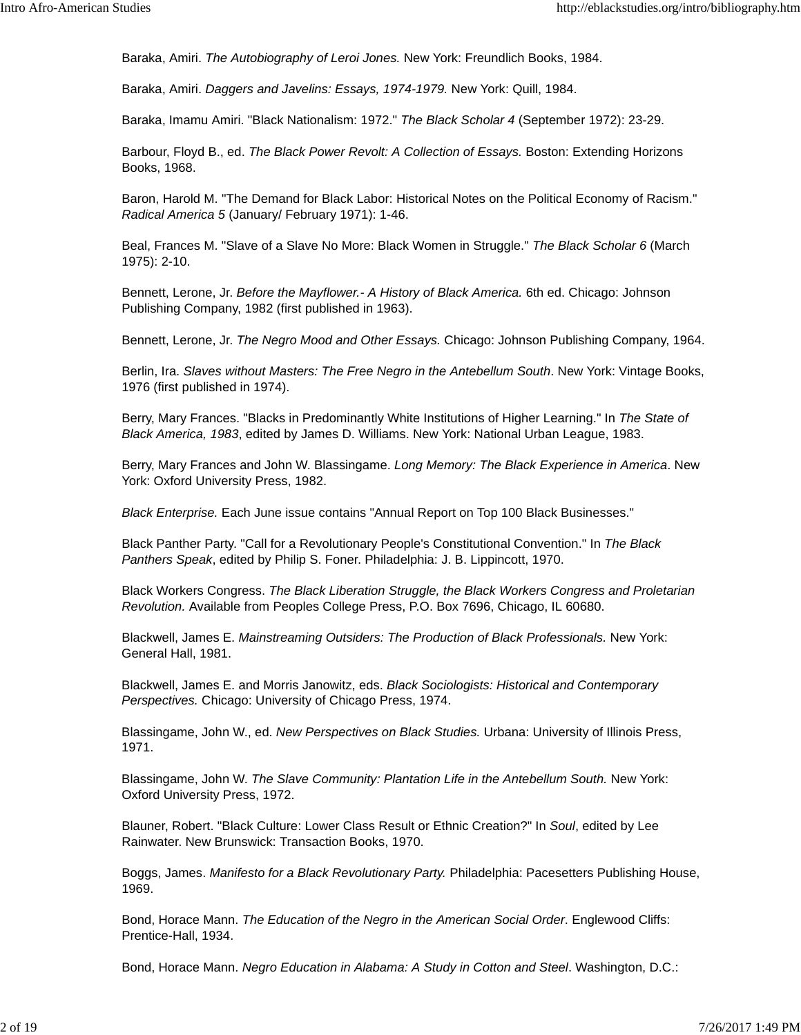Baraka, Amiri. *The Autobiography of Leroi Jones.* New York: Freundlich Books, 1984.

Baraka, Amiri. *Daggers and Javelins: Essays, 1974-1979.* New York: Quill, 1984.

Baraka, Imamu Amiri. "Black Nationalism: 1972." *The Black Scholar 4* (September 1972): 23-29.

Barbour, Floyd B., ed. *The Black Power Revolt: A Collection of Essays.* Boston: Extending Horizons Books, 1968.

Baron, Harold M. "The Demand for Black Labor: Historical Notes on the Political Economy of Racism." *Radical America 5* (January/ February 1971): 1-46.

Beal, Frances M. "Slave of a Slave No More: Black Women in Struggle." *The Black Scholar 6* (March 1975): 2-10.

Bennett, Lerone, Jr. *Before the Mayflower.- A History of Black America.* 6th ed. Chicago: Johnson Publishing Company, 1982 (first published in 1963).

Bennett, Lerone, Jr. *The Negro Mood and Other Essays.* Chicago: Johnson Publishing Company, 1964.

Berlin, Ira. *Slaves without Masters: The Free Negro in the Antebellum South*. New York: Vintage Books, 1976 (first published in 1974).

Berry, Mary Frances. "Blacks in Predominantly White Institutions of Higher Learning." In *The State of Black America, 1983*, edited by James D. Williams. New York: National Urban League, 1983.

Berry, Mary Frances and John W. Blassingame. *Long Memory: The Black Experience in America*. New York: Oxford University Press, 1982.

*Black Enterprise.* Each June issue contains "Annual Report on Top 100 Black Businesses."

Black Panther Party. "Call for a Revolutionary People's Constitutional Convention." In *The Black Panthers Speak*, edited by Philip S. Foner. Philadelphia: J. B. Lippincott, 1970.

Black Workers Congress. *The Black Liberation Struggle, the Black Workers Congress and Proletarian Revolution.* Available from Peoples College Press, P.O. Box 7696, Chicago, IL 60680.

Blackwell, James E. *Mainstreaming Outsiders: The Production of Black Professionals.* New York: General Hall, 1981.

Blackwell, James E. and Morris Janowitz, eds. *Black Sociologists: Historical and Contemporary Perspectives.* Chicago: University of Chicago Press, 1974.

Blassingame, John W., ed. *New Perspectives on Black Studies.* Urbana: University of Illinois Press, 1971.

Blassingame, John W. *The Slave Community: Plantation Life in the Antebellum South.* New York: Oxford University Press, 1972.

Blauner, Robert. "Black Culture: Lower Class Result or Ethnic Creation?" In *Soul*, edited by Lee Rainwater. New Brunswick: Transaction Books, 1970.

Boggs, James. *Manifesto for a Black Revolutionary Party.* Philadelphia: Pacesetters Publishing House, 1969.

Bond, Horace Mann. *The Education of the Negro in the American Social Order*. Englewood Cliffs: Prentice-Hall, 1934.

Bond, Horace Mann. *Negro Education in Alabama: A Study in Cotton and Steel*. Washington, D.C.: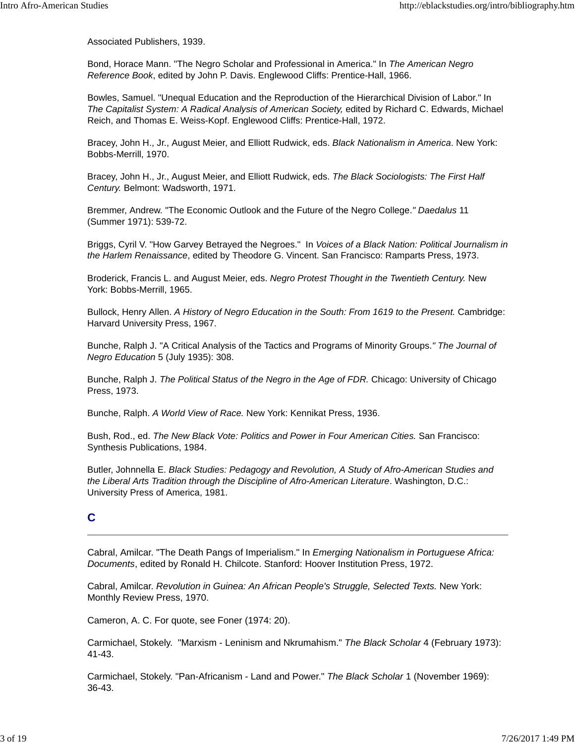Associated Publishers, 1939.

Bond, Horace Mann. "The Negro Scholar and Professional in America." In *The American Negro Reference Book*, edited by John P. Davis. Englewood Cliffs: Prentice-Hall, 1966.

Bowles, Samuel. "Unequal Education and the Reproduction of the Hierarchical Division of Labor." In *The Capitalist System: A Radical Analysis of American Society,* edited by Richard C. Edwards, Michael Reich, and Thomas E. Weiss-Kopf. Englewood Cliffs: Prentice-Hall, 1972.

Bracey, John H., Jr., August Meier, and Elliott Rudwick, eds. *Black Nationalism in America*. New York: Bobbs-Merrill, 1970.

Bracey, John H., Jr., August Meier, and Elliott Rudwick, eds. *The Black Sociologists: The First Half Century.* Belmont: Wadsworth, 1971.

Bremmer, Andrew. "The Economic Outlook and the Future of the Negro College." *Daedalus* 11 (Summer 1971): 539-72.

Briggs, Cyril V. "How Garvey Betrayed the Negroes." In *Voices of a Black Nation: Political Journalism in the Harlem Renaissance*, edited by Theodore G. Vincent. San Francisco: Ramparts Press, 1973.

Broderick, Francis L. and August Meier, eds. *Negro Protest Thought in the Twentieth Century.* New York: Bobbs-Merrill, 1965.

Bullock, Henry Allen. *A History of Negro Education in the South: From 1619 to the Present.* Cambridge: Harvard University Press, 1967.

Bunche, Ralph J. "A Critical Analysis of the Tactics and Programs of Minority Groups." *The Journal of Negro Education* 5 (July 1935): 308.

Bunche, Ralph J. *The Political Status of the Negro in the Age of FDR.* Chicago: University of Chicago Press, 1973.

Bunche, Ralph. *A World View of Race.* New York: Kennikat Press, 1936.

Bush, Rod., ed. *The New Black Vote: Politics and Power in Four American Cities.* San Francisco: Synthesis Publications, 1984.

Butler, Johnnella E. *Black Studies: Pedagogy and Revolution, A Study of Afro-American Studies and the Liberal Arts Tradition through the Discipline of Afro-American Literature*. Washington, D.C.: University Press of America, 1981.

## C

---

Cabral, Amilcar. "The Death Pangs of Imperialism." In *Emerging Nationalism in Portuguese Africa: Documents*, edited by Ronald H. Chilcote. Stanford: Hoover Institution Press, 1972.

Cabral, Amilcar. *Revolution in Guinea: An African People's Struggle, Selected Texts.* New York: Monthly Review Press, 1970.

Cameron, A. C. For quote, see Foner (1974: 20).

Carmichael, Stokely. "Marxism - Leninism and Nkrumahism." *The Black Scholar* 4 (February 1973): 41-43.

Carmichael, Stokely. "Pan-Africanism - Land and Power." *The Black Scholar* 1 (November 1969): 36-43.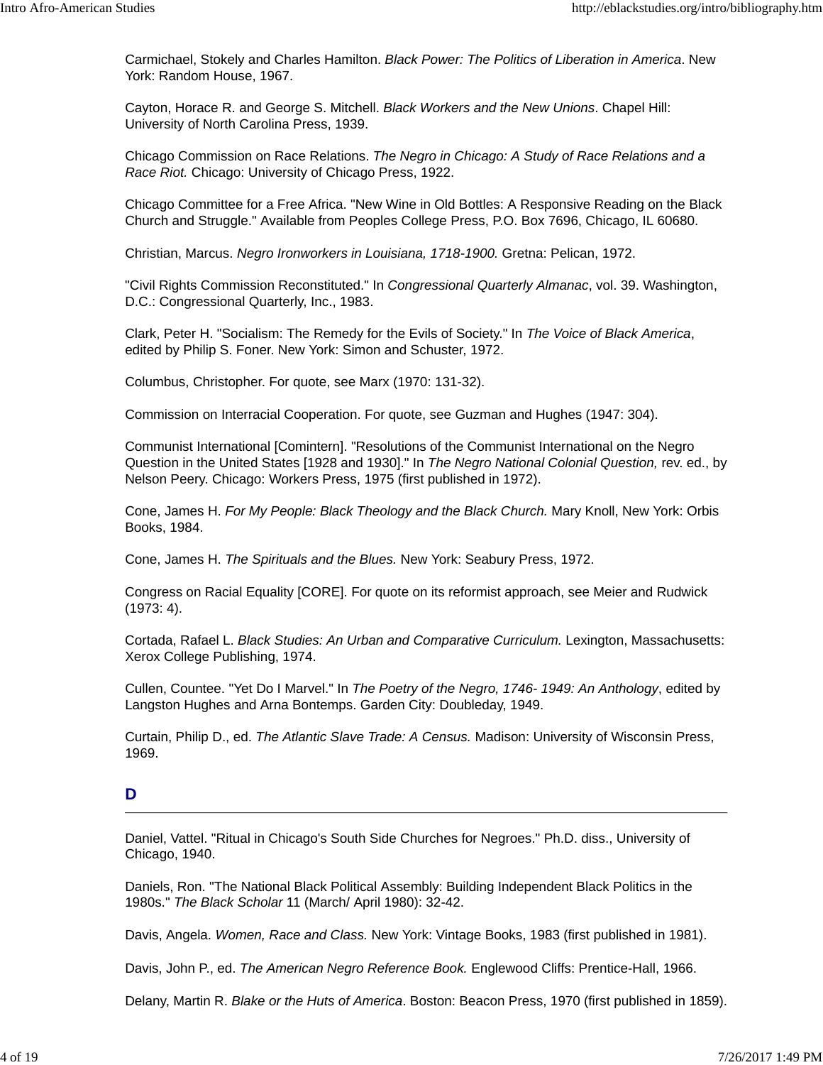Carmichael, Stokely and Charles Hamilton. *Black Power: The Politics of Liberation in America*. New York: Random House, 1967.

Cayton, Horace R. and George S. Mitchell. *Black Workers and the New Unions*. Chapel Hill: University of North Carolina Press, 1939.

Chicago Commission on Race Relations. *The Negro in Chicago: A Study of Race Relations and a Race Riot.* Chicago: University of Chicago Press, 1922.

Chicago Committee for a Free Africa. "New Wine in Old Bottles: A Responsive Reading on the Black Church and Struggle." Available from Peoples College Press, P.O. Box 7696, Chicago, IL 60680.

Christian, Marcus. *Negro Ironworkers in Louisiana, 1718-1900.* Gretna: Pelican, 1972.

"Civil Rights Commission Reconstituted." In *Congressional Quarterly Almanac*, vol. 39. Washington, D.C.: Congressional Quarterly, Inc., 1983.

Clark, Peter H. "Socialism: The Remedy for the Evils of Society." In *The Voice of Black America*, edited by Philip S. Foner. New York: Simon and Schuster, 1972.

Columbus, Christopher. For quote, see Marx (1970: 131-32).

Commission on Interracial Cooperation. For quote, see Guzman and Hughes (1947: 304).

Communist International [Comintern]. "Resolutions of the Communist International on the Negro Question in the United States [1928 and 1930]." In *The Negro National Colonial Question,* rev. ed., by Nelson Peery. Chicago: Workers Press, 1975 (first published in 1972).

Cone, James H. *For My People: Black Theology and the Black Church.* Mary Knoll, New York: Orbis Books, 1984.

Cone, James H. *The Spirituals and the Blues.* New York: Seabury Press, 1972.

Congress on Racial Equality [CORE]. For quote on its reformist approach, see Meier and Rudwick (1973: 4).

Cortada, Rafael L. *Black Studies: An Urban and Comparative Curriculum.* Lexington, Massachusetts: Xerox College Publishing, 1974.

Cullen, Countee. "Yet Do I Marvel." In *The Poetry of the Negro, 1746- 1949: An Anthology*, edited by Langston Hughes and Arna Bontemps. Garden City: Doubleday, 1949.

Curtain, Philip D., ed. *The Atlantic Slave Trade: A Census.* Madison: University of Wisconsin Press, 1969.

## D

Daniel, Vattel. "Ritual in Chicago's South Side Churches for Negroes." Ph.D. diss., University of Chicago, 1940.

Daniels, Ron. "The National Black Political Assembly: Building Independent Black Politics in the 1980s." *The Black Scholar* 11 (March/ April 1980): 32-42.

Davis, Angela. *Women, Race and Class.* New York: Vintage Books, 1983 (first published in 1981).

Davis, John P., ed. *The American Negro Reference Book.* Englewood Cliffs: Prentice-Hall, 1966.

Delany, Martin R. *Blake or the Huts of America*. Boston: Beacon Press, 1970 (first published in 1859).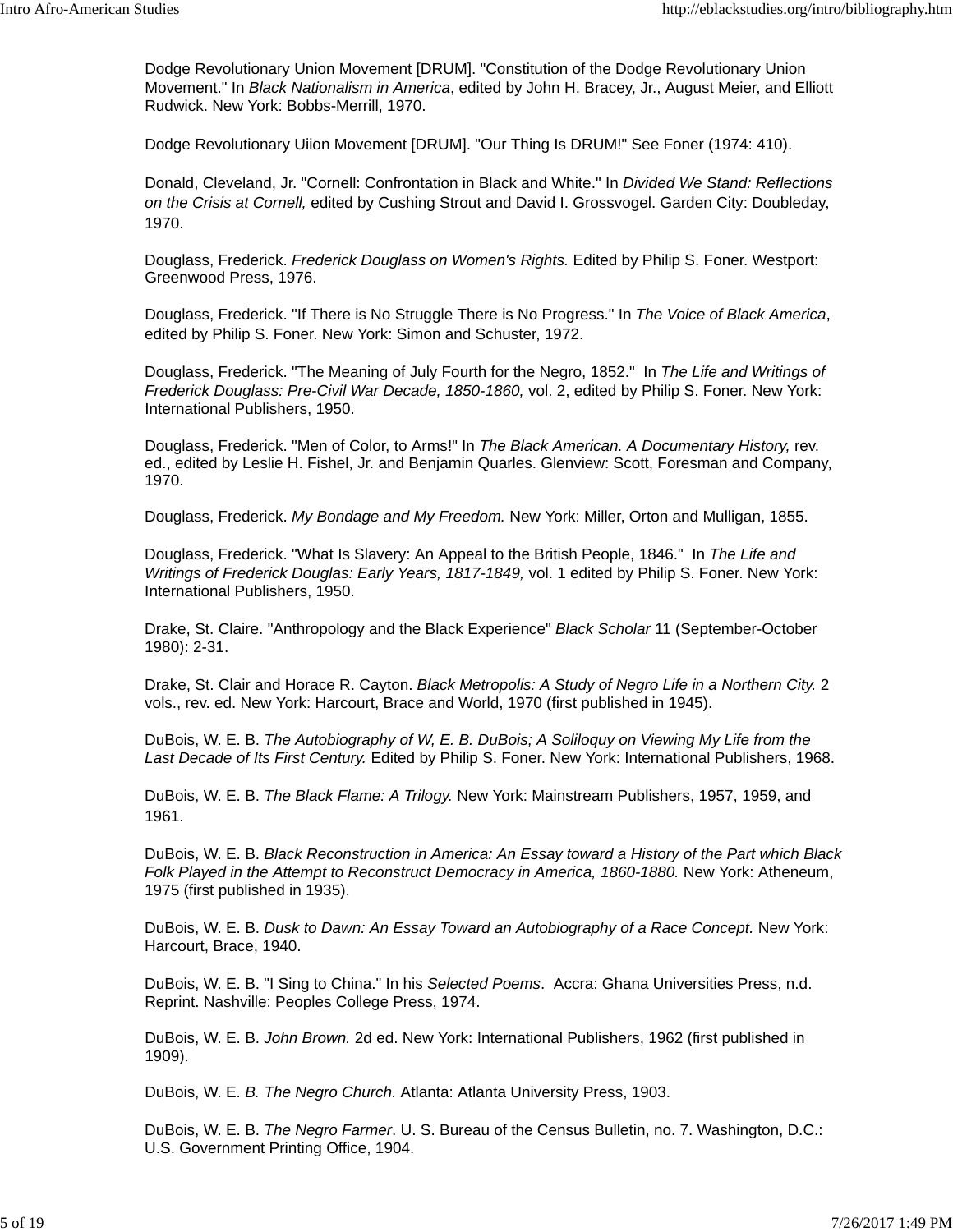Dodge Revolutionary Union Movement [DRUM]. "Constitution of the Dodge Revolutionary Union Movement." In *Black Nationalism in America*, edited by John H. Bracey, Jr., August Meier, and Elliott Rudwick. New York: Bobbs-Merrill, 1970.

Dodge Revolutionary Uiion Movement [DRUM]. "Our Thing Is DRUM!" See Foner (1974: 410).

Donald, Cleveland, Jr. "Cornell: Confrontation in Black and White." In *Divided We Stand: Reflections on the Crisis at Cornell,* edited by Cushing Strout and David I. Grossvogel. Garden City: Doubleday, 1970.

Douglass, Frederick. *Frederick Douglass on Women's Rights.* Edited by Philip S. Foner. Westport: Greenwood Press, 1976.

Douglass, Frederick. "If There is No Struggle There is No Progress." In *The Voice of Black America*, edited by Philip S. Foner. New York: Simon and Schuster, 1972.

Douglass, Frederick. "The Meaning of July Fourth for the Negro, 1852." In *The Life and Writings of Frederick Douglass: Pre-Civil War Decade, 1850-1860,* vol. 2, edited by Philip S. Foner. New York: International Publishers, 1950.

Douglass, Frederick. "Men of Color, to Arms!" In *The Black American. A Documentary History,* rev. ed., edited by Leslie H. Fishel, Jr. and Benjamin Quarles. Glenview: Scott, Foresman and Company, 1970.

Douglass, Frederick. *My Bondage and My Freedom.* New York: Miller, Orton and Mulligan, 1855.

Douglass, Frederick. "What Is Slavery: An Appeal to the British People, 1846." In *The Life and Writings of Frederick Douglas: Early Years, 1817-1849,* vol. 1 edited by Philip S. Foner. New York: International Publishers, 1950.

Drake, St. Claire. "Anthropology and the Black Experience" *Black Scholar* 11 (September-October 1980): 2-31.

Drake, St. Clair and Horace R. Cayton. *Black Metropolis: A Study of Negro Life in a Northern City.* 2 vols., rev. ed. New York: Harcourt, Brace and World, 1970 (first published in 1945).

DuBois, W. E. B. *The Autobiography of W, E. B. DuBois; A Soliloquy on Viewing My Life from the Last Decade of Its First Century.* Edited by Philip S. Foner. New York: International Publishers, 1968.

DuBois, W. E. B. *The Black Flame: A Trilogy.* New York: Mainstream Publishers, 1957, 1959, and 1961.

DuBois, W. E. B. *Black Reconstruction in America: An Essay toward a History of the Part which Black Folk Played in the Attempt to Reconstruct Democracy in America, 1860-1880.* New York: Atheneum, 1975 (first published in 1935).

DuBois, W. E. B. *Dusk to Dawn: An Essay Toward an Autobiography of a Race Concept.* New York: Harcourt, Brace, 1940.

DuBois, W. E. B. "I Sing to China." In his *Selected Poems*. Accra: Ghana Universities Press, n.d. Reprint. Nashville: Peoples College Press, 1974.

DuBois, W. E. B. *John Brown.* 2d ed. New York: International Publishers, 1962 (first published in 1909).

DuBois, W. E. *B. The Negro Church.* Atlanta: Atlanta University Press, 1903.

DuBois, W. E. B. *The Negro Farmer*. U. S. Bureau of the Census Bulletin, no. 7. Washington, D.C.: U.S. Government Printing Office, 1904.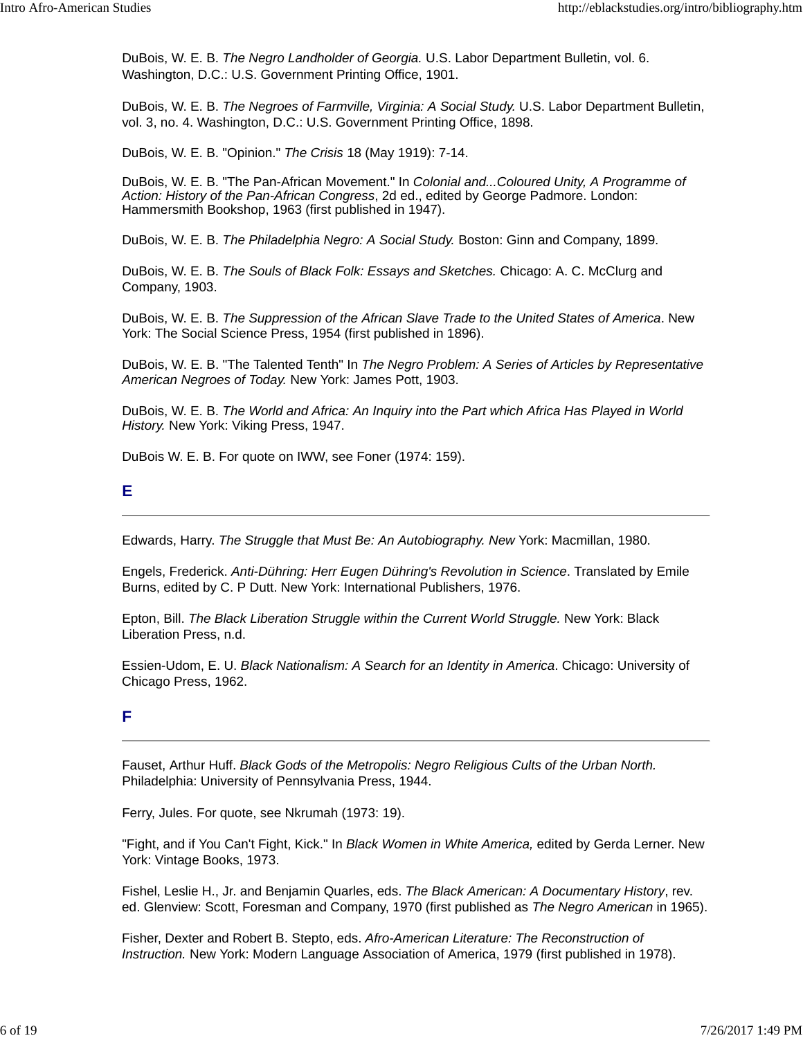DuBois, W. E. B. *The Negro Landholder of Georgia.* U.S. Labor Department Bulletin, vol. 6. Washington, D.C.: U.S. Government Printing Office, 1901.

DuBois, W. E. B. *The Negroes of Farmville, Virginia: A Social Study.* U.S. Labor Department Bulletin, vol. 3, no. 4. Washington, D.C.: U.S. Government Printing Office, 1898.

DuBois, W. E. B. "Opinion." *The Crisis* 18 (May 1919): 7-14.

DuBois, W. E. B. "The Pan-African Movement." In *Colonial and...Coloured Unity, A Programme of Action: History of the Pan-African Congress*, 2d ed., edited by George Padmore. London: Hammersmith Bookshop, 1963 (first published in 1947).

DuBois, W. E. B. *The Philadelphia Negro: A Social Study.* Boston: Ginn and Company, 1899.

DuBois, W. E. B. *The Souls of Black Folk: Essays and Sketches.* Chicago: A. C. McClurg and Company, 1903.

DuBois, W. E. B. *The Suppression of the African Slave Trade to the United States of America*. New York: The Social Science Press, 1954 (first published in 1896).

DuBois, W. E. B. "The Talented Tenth" In *The Negro Problem: A Series of Articles by Representative American Negroes of Today.* New York: James Pott, 1903.

DuBois, W. E. B. *The World and Africa: An Inquiry into the Part which Africa Has Played in World History.* New York: Viking Press, 1947.

DuBois W. E. B. For quote on IWW, see Foner (1974: 159).

## E

---

Edwards, Harry. *The Struggle that Must Be: An Autobiography. New* York: Macmillan, 1980.

Engels, Frederick. *Anti-Dühring: Herr Eugen Dühring's Revolution in Science*. Translated by Emile Burns, edited by C. P Dutt. New York: International Publishers, 1976.

Epton, Bill. *The Black Liberation Struggle within the Current World Struggle.* New York: Black Liberation Press, n.d.

Essien-Udom, E. U. *Black Nationalism: A Search for an Identity in America*. Chicago: University of Chicago Press, 1962.

## F

---

Fauset, Arthur Huff. *Black Gods of the Metropolis: Negro Religious Cults of the Urban North.* Philadelphia: University of Pennsylvania Press, 1944.

Ferry, Jules. For quote, see Nkrumah (1973: 19).

"Fight, and if You Can't Fight, Kick." In *Black Women in White America,* edited by Gerda Lerner. New York: Vintage Books, 1973.

Fishel, Leslie H., Jr. and Benjamin Quarles, eds. *The Black American: A Documentary History*, rev. ed. Glenview: Scott, Foresman and Company, 1970 (first published as *The Negro American* in 1965).

Fisher, Dexter and Robert B. Stepto, eds. *Afro-American Literature: The Reconstruction of Instruction.* New York: Modern Language Association of America, 1979 (first published in 1978).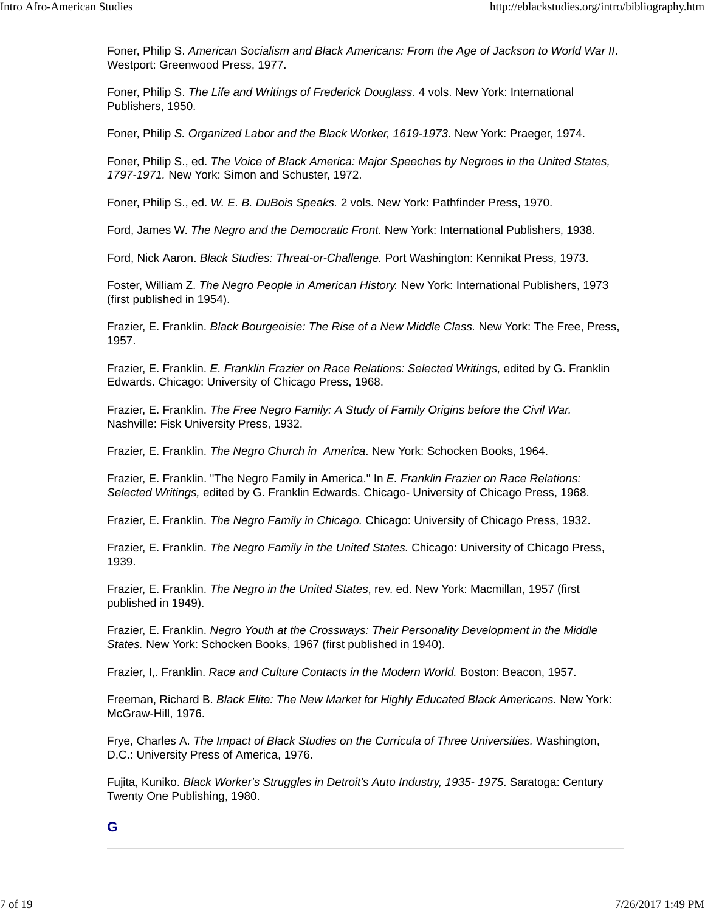Foner, Philip S. *American Socialism and Black Americans: From the Age of Jackson to World War II*. Westport: Greenwood Press, 1977.

Foner, Philip S. *The Life and Writings of Frederick Douglass.* 4 vols. New York: International Publishers, 1950.

Foner, Philip *S. Organized Labor and the Black Worker, 1619-1973.* New York: Praeger, 1974.

Foner, Philip S., ed. *The Voice of Black America: Major Speeches by Negroes in the United States, 1797-1971.* New York: Simon and Schuster, 1972.

Foner, Philip S., ed. *W. E. B. DuBois Speaks.* 2 vols. New York: Pathfinder Press, 1970.

Ford, James W. *The Negro and the Democratic Front*. New York: International Publishers, 1938.

Ford, Nick Aaron. *Black Studies: Threat-or-Challenge.* Port Washington: Kennikat Press, 1973.

Foster, William Z. *The Negro People in American History.* New York: International Publishers, 1973 (first published in 1954).

Frazier, E. Franklin. *Black Bourgeoisie: The Rise of a New Middle Class.* New York: The Free, Press, 1957.

Frazier, E. Franklin. *E. Franklin Frazier on Race Relations: Selected Writings,* edited by G. Franklin Edwards. Chicago: University of Chicago Press, 1968.

Frazier, E. Franklin. *The Free Negro Family: A Study of Family Origins before the Civil War.* Nashville: Fisk University Press, 1932.

Frazier, E. Franklin. *The Negro Church in America*. New York: Schocken Books, 1964.

Frazier, E. Franklin. "The Negro Family in America." In *E. Franklin Frazier on Race Relations: Selected Writings,* edited by G. Franklin Edwards. Chicago- University of Chicago Press, 1968.

Frazier, E. Franklin. *The Negro Family in Chicago.* Chicago: University of Chicago Press, 1932.

Frazier, E. Franklin. *The Negro Family in the United States.* Chicago: University of Chicago Press, 1939.

Frazier, E. Franklin. *The Negro in the United States*, rev. ed. New York: Macmillan, 1957 (first published in 1949).

Frazier, E. Franklin. *Negro Youth at the Crossways: Their Personality Development in the Middle States.* New York: Schocken Books, 1967 (first published in 1940).

Frazier, I,. Franklin. *Race and Culture Contacts in the Modern World.* Boston: Beacon, 1957.

Freeman, Richard B. *Black Elite: The New Market for Highly Educated Black Americans.* New York: McGraw-Hill, 1976.

Frye, Charles A. *The Impact of Black Studies on the Curricula of Three Universities.* Washington, D.C.: University Press of America, 1976.

Fujita, Kuniko. *Black Worker's Struggles in Detroit's Auto Industry, 1935- 1975*. Saratoga: Century Twenty One Publishing, 1980.

## G

---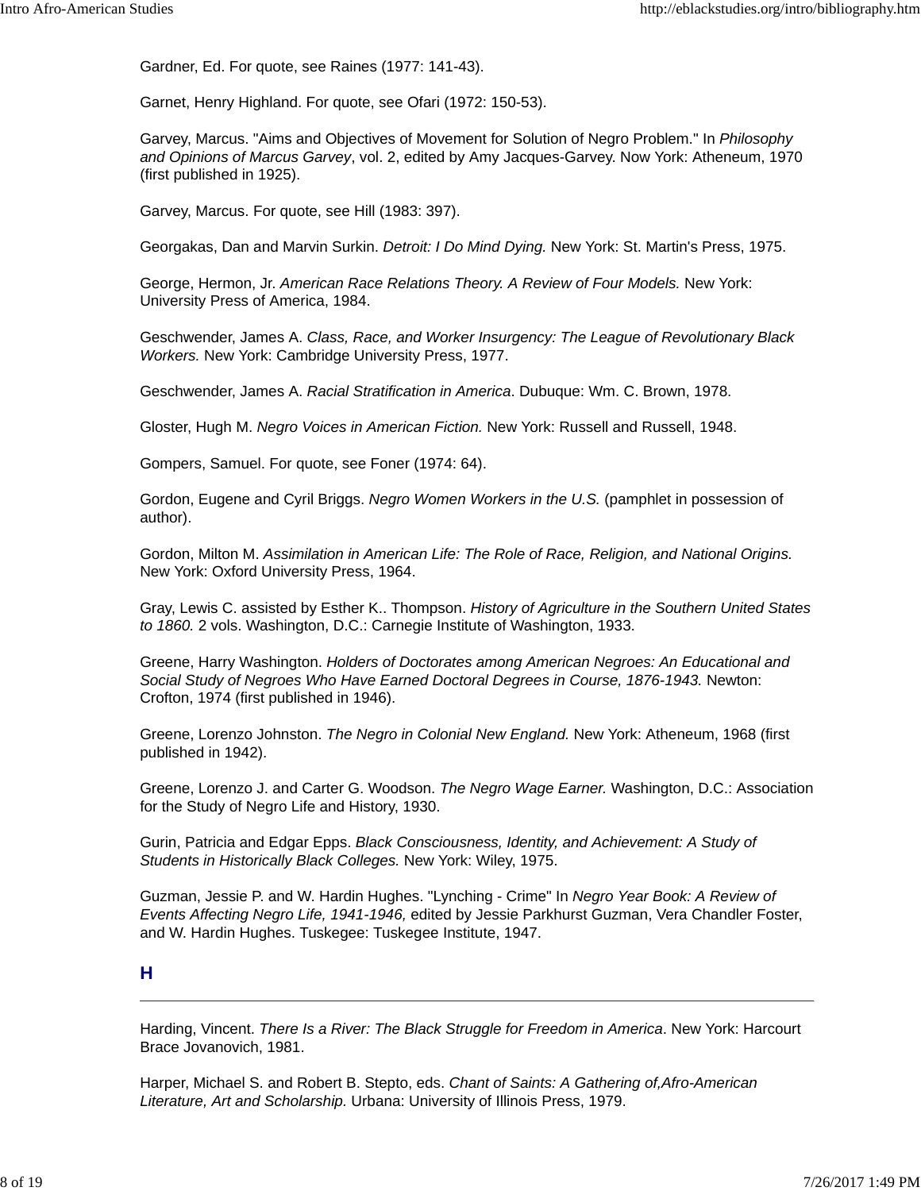Gardner, Ed. For quote, see Raines (1977: 141-43).

Garnet, Henry Highland. For quote, see Ofari (1972: 150-53).

Garvey, Marcus. "Aims and Objectives of Movement for Solution of Negro Problem." In *Philosophy and Opinions of Marcus Garvey*, vol. 2, edited by Amy Jacques-Garvey. Now York: Atheneum, 1970 (first published in 1925).

Garvey, Marcus. For quote, see Hill (1983: 397).

Georgakas, Dan and Marvin Surkin. *Detroit: I Do Mind Dying.* New York: St. Martin's Press, 1975.

George, Hermon, Jr. *American Race Relations Theory. A Review of Four Models.* New York: University Press of America, 1984.

Geschwender, James A. *Class, Race, and Worker Insurgency: The League of Revolutionary Black Workers.* New York: Cambridge University Press, 1977.

Geschwender, James A. *Racial Stratification in America*. Dubuque: Wm. C. Brown, 1978.

Gloster, Hugh M. *Negro Voices in American Fiction.* New York: Russell and Russell, 1948.

Gompers, Samuel. For quote, see Foner (1974: 64).

Gordon, Eugene and Cyril Briggs. *Negro Women Workers in the U.S.* (pamphlet in possession of author).

Gordon, Milton M. *Assimilation in American Life: The Role of Race, Religion, and National Origins.* New York: Oxford University Press, 1964.

Gray, Lewis C. assisted by Esther K.. Thompson. *History of Agriculture in the Southern United States to 1860.* 2 vols. Washington, D.C.: Carnegie Institute of Washington, 1933.

Greene, Harry Washington. *Holders of Doctorates among American Negroes: An Educational and Social Study of Negroes Who Have Earned Doctoral Degrees in Course, 1876-1943.* Newton: Crofton, 1974 (first published in 1946).

Greene, Lorenzo Johnston. *The Negro in Colonial New England.* New York: Atheneum, 1968 (first published in 1942).

Greene, Lorenzo J. and Carter G. Woodson. *The Negro Wage Earner.* Washington, D.C.: Association for the Study of Negro Life and History, 1930.

Gurin, Patricia and Edgar Epps. *Black Consciousness, Identity, and Achievement: A Study of Students in Historically Black Colleges.* New York: Wiley, 1975.

Guzman, Jessie P. and W. Hardin Hughes. "Lynching - Crime" In *Negro Year Book: A Review of Events Affecting Negro Life, 1941-1946,* edited by Jessie Parkhurst Guzman, Vera Chandler Foster, and W. Hardin Hughes. Tuskegee: Tuskegee Institute, 1947.

## H

---

Harding, Vincent. *There Is a River: The Black Struggle for Freedom in America*. New York: Harcourt Brace Jovanovich, 1981.

Harper, Michael S. and Robert B. Stepto, eds. *Chant of Saints: A Gathering of,Afro-American Literature, Art and Scholarship.* Urbana: University of Illinois Press, 1979.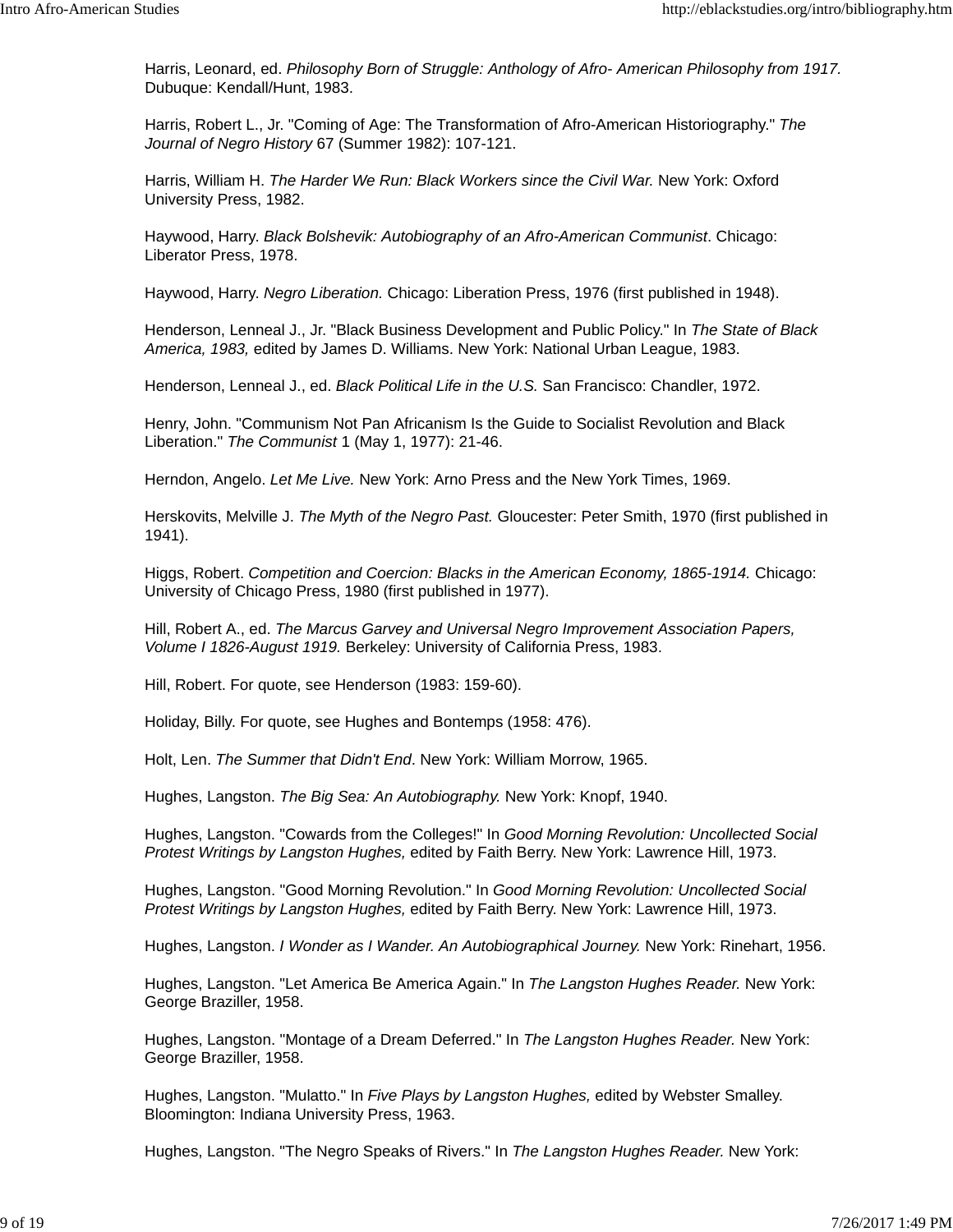Harris, Leonard, ed. *Philosophy Born of Struggle: Anthology of Afro- American Philosophy from 1917.* Dubuque: Kendall/Hunt, 1983.

Harris, Robert L., Jr. "Coming of Age: The Transformation of Afro-American Historiography." *The Journal of Negro History* 67 (Summer 1982): 107-121.

Harris, William H. *The Harder We Run: Black Workers since the Civil War.* New York: Oxford University Press, 1982.

Haywood, Harry. *Black Bolshevik: Autobiography of an Afro-American Communist*. Chicago: Liberator Press, 1978.

Haywood, Harry. *Negro Liberation.* Chicago: Liberation Press, 1976 (first published in 1948).

Henderson, Lenneal J., Jr. "Black Business Development and Public Policy." In *The State of Black America, 1983,* edited by James D. Williams. New York: National Urban League, 1983.

Henderson, Lenneal J., ed. *Black Political Life in the U.S.* San Francisco: Chandler, 1972.

Henry, John. "Communism Not Pan Africanism Is the Guide to Socialist Revolution and Black Liberation." *The Communist* 1 (May 1, 1977): 21-46.

Herndon, Angelo. *Let Me Live.* New York: Arno Press and the New York Times, 1969.

Herskovits, Melville J. *The Myth of the Negro Past.* Gloucester: Peter Smith, 1970 (first published in 1941).

Higgs, Robert. *Competition and Coercion: Blacks in the American Economy, 1865-1914.* Chicago: University of Chicago Press, 1980 (first published in 1977).

Hill, Robert A., ed. *The Marcus Garvey and Universal Negro Improvement Association Papers, Volume I 1826-August 1919.* Berkeley: University of California Press, 1983.

Hill, Robert. For quote, see Henderson (1983: 159-60).

Holiday, Billy. For quote, see Hughes and Bontemps (1958: 476).

Holt, Len. *The Summer that Didn't End*. New York: William Morrow, 1965.

Hughes, Langston. *The Big Sea: An Autobiography.* New York: Knopf, 1940.

Hughes, Langston. "Cowards from the Colleges!" In *Good Morning Revolution: Uncollected Social Protest Writings by Langston Hughes,* edited by Faith Berry. New York: Lawrence Hill, 1973.

Hughes, Langston. "Good Morning Revolution." In *Good Morning Revolution: Uncollected Social Protest Writings by Langston Hughes,* edited by Faith Berry. New York: Lawrence Hill, 1973.

Hughes, Langston. *I Wonder as I Wander. An Autobiographical Journey.* New York: Rinehart, 1956.

Hughes, Langston. "Let America Be America Again." In *The Langston Hughes Reader.* New York: George Braziller, 1958.

Hughes, Langston. "Montage of a Dream Deferred." In *The Langston Hughes Reader.* New York: George Braziller, 1958.

Hughes, Langston. "Mulatto." In *Five Plays by Langston Hughes,* edited by Webster Smalley. Bloomington: Indiana University Press, 1963.

Hughes, Langston. "The Negro Speaks of Rivers." In *The Langston Hughes Reader.* New York: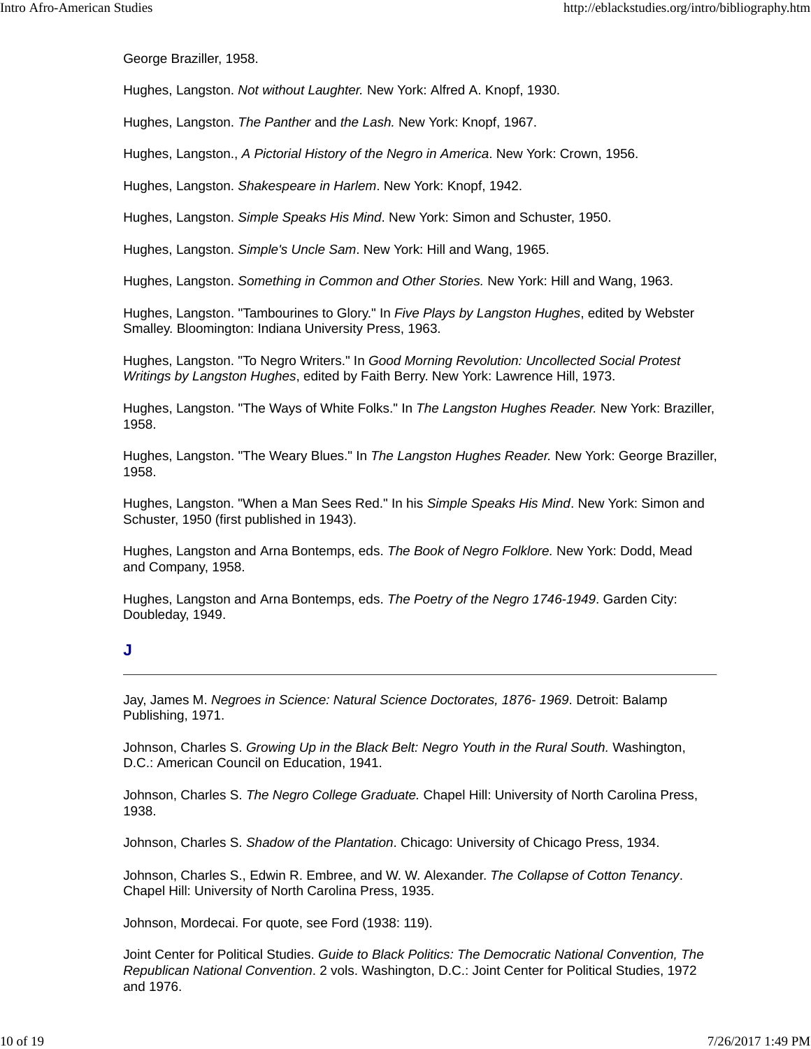George Braziller, 1958.

Hughes, Langston. *Not without Laughter.* New York: Alfred A. Knopf, 1930.

Hughes, Langston. *The Panther* and *the Lash.* New York: Knopf, 1967.

Hughes, Langston., *A Pictorial History of the Negro in America*. New York: Crown, 1956.

Hughes, Langston. *Shakespeare in Harlem*. New York: Knopf, 1942.

Hughes, Langston. *Simple Speaks His Mind*. New York: Simon and Schuster, 1950.

Hughes, Langston. *Simple's Uncle Sam*. New York: Hill and Wang, 1965.

Hughes, Langston. *Something in Common and Other Stories.* New York: Hill and Wang, 1963.

Hughes, Langston. "Tambourines to Glory." In *Five Plays by Langston Hughes*, edited by Webster Smalley. Bloomington: Indiana University Press, 1963.

Hughes, Langston. "To Negro Writers." In *Good Morning Revolution: Uncollected Social Protest Writings by Langston Hughes*, edited by Faith Berry. New York: Lawrence Hill, 1973.

Hughes, Langston. "The Ways of White Folks." In *The Langston Hughes Reader.* New York: Braziller, 1958.

Hughes, Langston. "The Weary Blues." In *The Langston Hughes Reader.* New York: George Braziller, 1958.

Hughes, Langston. "When a Man Sees Red." In his *Simple Speaks His Mind*. New York: Simon and Schuster, 1950 (first published in 1943).

Hughes, Langston and Arna Bontemps, eds. *The Book of Negro Folklore.* New York: Dodd, Mead and Company, 1958.

Hughes, Langston and Arna Bontemps, eds. *The Poetry of the Negro 1746-1949*. Garden City: Doubleday, 1949.

## J

---

Jay, James M. *Negroes in Science: Natural Science Doctorates, 1876- 1969*. Detroit: Balamp Publishing, 1971.

Johnson, Charles S. *Growing Up in the Black Belt: Negro Youth in the Rural South.* Washington, D.C.: American Council on Education, 1941.

Johnson, Charles S. *The Negro College Graduate.* Chapel Hill: University of North Carolina Press, 1938.

Johnson, Charles S. *Shadow of the Plantation*. Chicago: University of Chicago Press, 1934.

Johnson, Charles S., Edwin R. Embree, and W. W. Alexander. *The Collapse of Cotton Tenancy*. Chapel Hill: University of North Carolina Press, 1935.

Johnson, Mordecai. For quote, see Ford (1938: 119).

Joint Center for Political Studies. *Guide to Black Politics: The Democratic National Convention, The Republican National Convention*. 2 vols. Washington, D.C.: Joint Center for Political Studies, 1972 and 1976.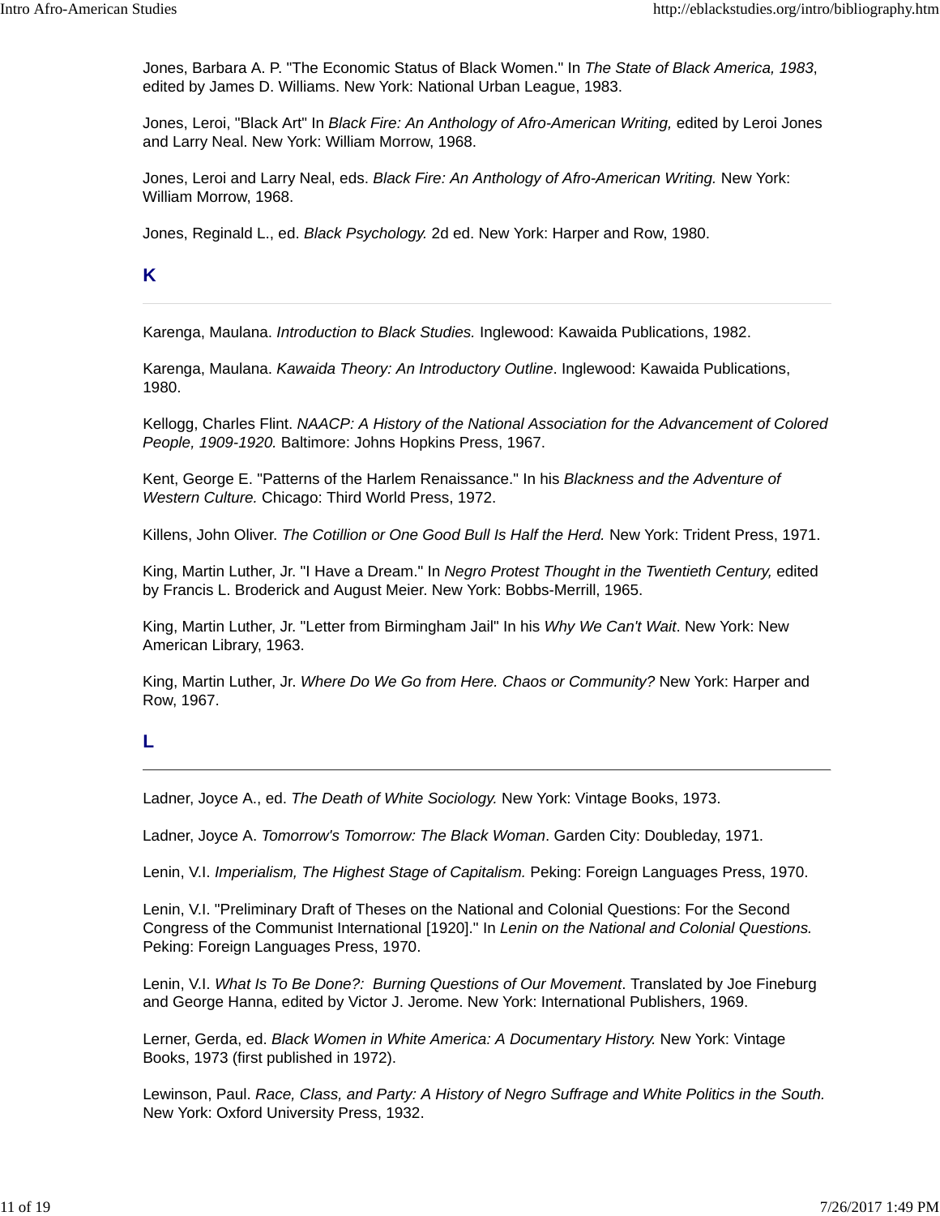Jones, Barbara A. P. "The Economic Status of Black Women." In *The State of Black America, 1983*, edited by James D. Williams. New York: National Urban League, 1983.

Jones, Leroi, "Black Art" In *Black Fire: An Anthology of Afro-American Writing,* edited by Leroi Jones and Larry Neal. New York: William Morrow, 1968.

Jones, Leroi and Larry Neal, eds. *Black Fire: An Anthology of Afro-American Writing.* New York: William Morrow, 1968.

Jones, Reginald L., ed. *Black Psychology.* 2d ed. New York: Harper and Row, 1980.

### K

---

Karenga, Maulana. *Introduction to Black Studies.* Inglewood: Kawaida Publications, 1982.

Karenga, Maulana. *Kawaida Theory: An Introductory Outline*. Inglewood: Kawaida Publications, 1980.

Kellogg, Charles Flint. *NAACP: A History of the National Association for the Advancement of Colored People, 1909-1920.* Baltimore: Johns Hopkins Press, 1967.

Kent, George E. "Patterns of the Harlem Renaissance." In his *Blackness and the Adventure of Western Culture.* Chicago: Third World Press, 1972.

Killens, John Oliver. *The Cotillion or One Good Bull Is Half the Herd.* New York: Trident Press, 1971.

King, Martin Luther, Jr. "I Have a Dream." In *Negro Protest Thought in the Twentieth Century,* edited by Francis L. Broderick and August Meier. New York: Bobbs-Merrill, 1965.

King, Martin Luther, Jr. "Letter from Birmingham Jail" In his *Why We Can't Wait*. New York: New American Library, 1963.

King, Martin Luther, Jr. *Where Do We Go from Here. Chaos or Community?* New York: Harper and Row, 1967.

### L

---

Ladner, Joyce A., ed. *The Death of White Sociology.* New York: Vintage Books, 1973.

Ladner, Joyce A. *Tomorrow's Tomorrow: The Black Woman*. Garden City: Doubleday, 1971.

Lenin, V.I. *Imperialism, The Highest Stage of Capitalism.* Peking: Foreign Languages Press, 1970.

Lenin, V.I. "Preliminary Draft of Theses on the National and Colonial Questions: For the Second Congress of the Communist International [1920]." In *Lenin on the National and Colonial Questions.* Peking: Foreign Languages Press, 1970.

Lenin, V.I. *What Is To Be Done?: Burning Questions of Our Movement*. Translated by Joe Fineburg and George Hanna, edited by Victor J. Jerome. New York: International Publishers, 1969.

Lerner, Gerda, ed. *Black Women in White America: A Documentary History.* New York: Vintage Books, 1973 (first published in 1972).

Lewinson, Paul. *Race, Class, and Party: A History of Negro Suffrage and White Politics in the South.* New York: Oxford University Press, 1932.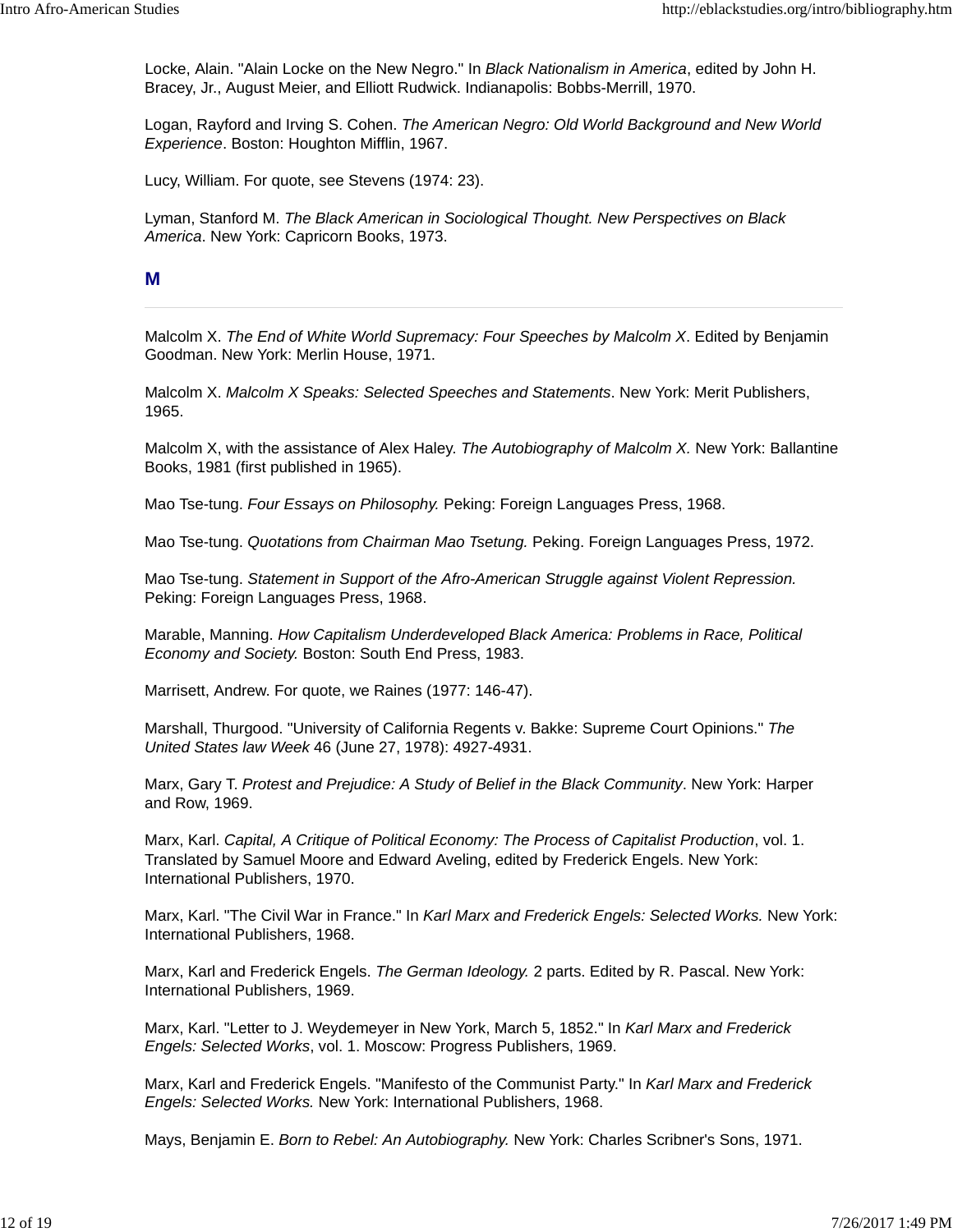Locke, Alain. "Alain Locke on the New Negro." In *Black Nationalism in America*, edited by John H. Bracey, Jr., August Meier, and Elliott Rudwick. Indianapolis: Bobbs-Merrill, 1970.

Logan, Rayford and Irving S. Cohen. *The American Negro: Old World Background and New World Experience*. Boston: Houghton Mifflin, 1967.

Lucy, William. For quote, see Stevens (1974: 23).

Lyman, Stanford M. *The Black American in Sociological Thought. New Perspectives on Black America*. New York: Capricorn Books, 1973.

## M

Malcolm X. *The End of White World Supremacy: Four Speeches by Malcolm X*. Edited by Benjamin Goodman. New York: Merlin House, 1971.

Malcolm X. *Malcolm X Speaks: Selected Speeches and Statements*. New York: Merit Publishers, 1965.

Malcolm X, with the assistance of Alex Haley. *The Autobiography of Malcolm X.* New York: Ballantine Books, 1981 (first published in 1965).

Mao Tse-tung. *Four Essays on Philosophy.* Peking: Foreign Languages Press, 1968.

Mao Tse-tung. *Quotations from Chairman Mao Tsetung.* Peking. Foreign Languages Press, 1972.

Mao Tse-tung. *Statement in Support of the Afro-American Struggle against Violent Repression.* Peking: Foreign Languages Press, 1968.

Marable, Manning. *How Capitalism Underdeveloped Black America: Problems in Race, Political Economy and Society.* Boston: South End Press, 1983.

Marrisett, Andrew. For quote, we Raines (1977: 146-47).

Marshall, Thurgood. "University of California Regents v. Bakke: Supreme Court Opinions." *The United States law Week* 46 (June 27, 1978): 4927-4931.

Marx, Gary T. *Protest and Prejudice: A Study of Belief in the Black Community*. New York: Harper and Row, 1969.

Marx, Karl. *Capital, A Critique of Political Economy: The Process of Capitalist Production*, vol. 1. Translated by Samuel Moore and Edward Aveling, edited by Frederick Engels. New York: International Publishers, 1970.

Marx, Karl. "The Civil War in France." In *Karl Marx and Frederick Engels: Selected Works.* New York: International Publishers, 1968.

Marx, Karl and Frederick Engels. *The German Ideology.* 2 parts. Edited by R. Pascal. New York: International Publishers, 1969.

Marx, Karl. "Letter to J. Weydemeyer in New York, March 5, 1852." In *Karl Marx and Frederick Engels: Selected Works*, vol. 1. Moscow: Progress Publishers, 1969.

Marx, Karl and Frederick Engels. "Manifesto of the Communist Party." In *Karl Marx and Frederick Engels: Selected Works.* New York: International Publishers, 1968.

Mays, Benjamin E. *Born to Rebel: An Autobiography.* New York: Charles Scribner's Sons, 1971.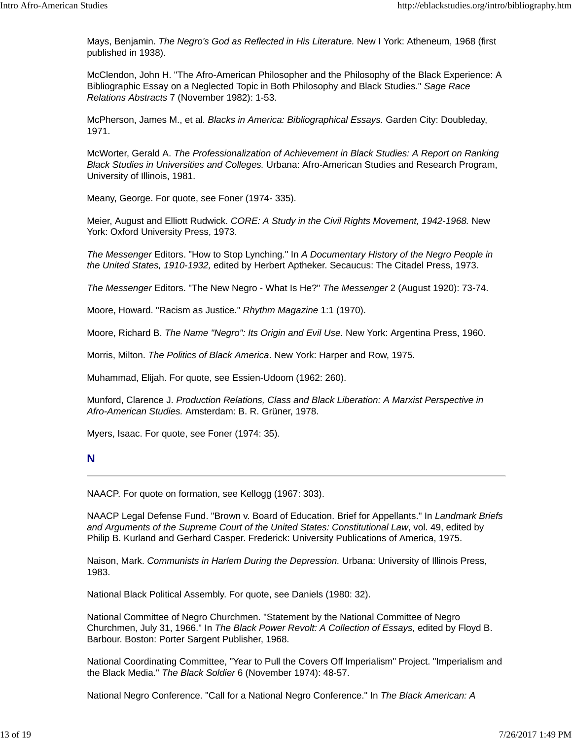Mays, Benjamin. *The Negro's God as Reflected in His Literature.* New I York: Atheneum, 1968 (first published in 1938).

McClendon, John H. "The Afro-American Philosopher and the Philosophy of the Black Experience: A Bibliographic Essay on a Neglected Topic in Both Philosophy and Black Studies." *Sage Race Relations Abstracts* 7 (November 1982): 1-53.

McPherson, James M., et al. *Blacks in America: Bibliographical Essays.* Garden City: Doubleday, 1971.

McWorter, Gerald A. *The Professionalization of Achievement in Black Studies: A Report on Ranking Black Studies in Universities and Colleges.* Urbana: Afro-American Studies and Research Program, University of Illinois, 1981.

Meany, George. For quote, see Foner (1974- 335).

Meier, August and Elliott Rudwick. *CORE: A Study in the Civil Rights Movement, 1942-1968.* New York: Oxford University Press, 1973.

*The Messenger* Editors. "How to Stop Lynching." In *A Documentary History of the Negro People in the United States, 1910-1932,* edited by Herbert Aptheker. Secaucus: The Citadel Press, 1973.

*The Messenger* Editors. "The New Negro - What Is He?" *The Messenger* 2 (August 1920): 73-74.

Moore, Howard. "Racism as Justice." *Rhythm Magazine* 1:1 (1970).

Moore, Richard B. *The Name "Negro": Its Origin and Evil Use.* New York: Argentina Press, 1960.

Morris, Milton. *The Politics of Black America*. New York: Harper and Row, 1975.

Muhammad, Elijah. For quote, see Essien-Udoom (1962: 260).

Munford, Clarence J. *Production Relations, Class and Black Liberation: A Marxist Perspective in Afro-American Studies.* Amsterdam: B. R. Grüner, 1978.

Myers, Isaac. For quote, see Foner (1974: 35).

## N

---

NAACP. For quote on formation, see Kellogg (1967: 303).

NAACP Legal Defense Fund. "Brown v. Board of Education. Brief for Appellants." In *Landmark Briefs and Arguments of the Supreme Court of the United States: Constitutional Law*, vol. 49, edited by Philip B. Kurland and Gerhard Casper. Frederick: University Publications of America, 1975.

Naison, Mark. *Communists in Harlem During the Depression.* Urbana: University of Illinois Press, 1983.

National Black Political Assembly. For quote, see Daniels (1980: 32).

National Committee of Negro Churchmen. "Statement by the National Committee of Negro Churchmen, July 31, 1966." In *The Black Power Revolt: A Collection of Essays,* edited by Floyd B. Barbour. Boston: Porter Sargent Publisher, 1968.

National Coordinating Committee, "Year to Pull the Covers Off lmperialism" Project. "Imperialism and the Black Media." *The Black Soldier* 6 (November 1974): 48-57.

National Negro Conference. "Call for a National Negro Conference." In *The Black American: A*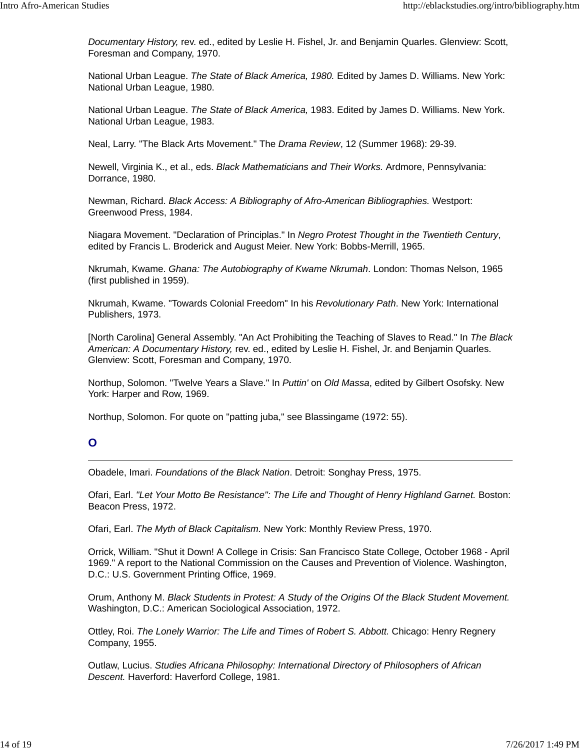*Documentary History,* rev. ed., edited by Leslie H. Fishel, Jr. and Benjamin Quarles. Glenview: Scott, Foresman and Company, 1970.

National Urban League. *The State of Black America, 1980.* Edited by James D. Williams. New York: National Urban League, 1980.

National Urban League. *The State of Black America,* 1983. Edited by James D. Williams. New York. National Urban League, 1983.

Neal, Larry. "The Black Arts Movement." The *Drama Review*, 12 (Summer 1968): 29-39.

Newell, Virginia K., et al., eds. *Black Mathematicians and Their Works.* Ardmore, Pennsylvania: Dorrance, 1980.

Newman, Richard. *Black Access: A Bibliography of Afro-American Bibliographies.* Westport: Greenwood Press, 1984.

Niagara Movement. "Declaration of Principlas." In *Negro Protest Thought in the Twentieth Century*, edited by Francis L. Broderick and August Meier. New York: Bobbs-Merrill, 1965.

Nkrumah, Kwame. *Ghana: The Autobiography of Kwame Nkrumah*. London: Thomas Nelson, 1965 (first published in 1959).

Nkrumah, Kwame. "Towards Colonial Freedom" In his *Revolutionary Path*. New York: International Publishers, 1973.

[North Carolina] General Assembly. "An Act Prohibiting the Teaching of Slaves to Read." In *The Black American: A Documentary History,* rev. ed., edited by Leslie H. Fishel, Jr. and Benjamin Quarles. Glenview: Scott, Foresman and Company, 1970.

Northup, Solomon. "Twelve Years a Slave." In *Puttin'* on *Old Massa*, edited by Gilbert Osofsky. New York: Harper and Row, 1969.

Northup, Solomon. For quote on "patting juba," see Blassingame (1972: 55).

## O

---

Obadele, Imari. *Foundations of the Black Nation*. Detroit: Songhay Press, 1975.

Ofari, Earl. *"Let Your Motto Be Resistance": The Life and Thought of Henry Highland Garnet.* Boston: Beacon Press, 1972.

Ofari, Earl. *The Myth of Black Capitalism.* New York: Monthly Review Press, 1970.

Orrick, William. "Shut it Down! A College in Crisis: San Francisco State College, October 1968 - April 1969." A report to the National Commission on the Causes and Prevention of Violence. Washington, D.C.: U.S. Government Printing Office, 1969.

Orum, Anthony M. *Black Students in Protest: A Study of the Origins Of the Black Student Movement.* Washington, D.C.: American Sociological Association, 1972.

Ottley, Roi. *The Lonely Warrior: The Life and Times of Robert S. Abbott.* Chicago: Henry Regnery Company, 1955.

Outlaw, Lucius. *Studies Africana Philosophy: International Directory of Philosophers of African Descent.* Haverford: Haverford College, 1981.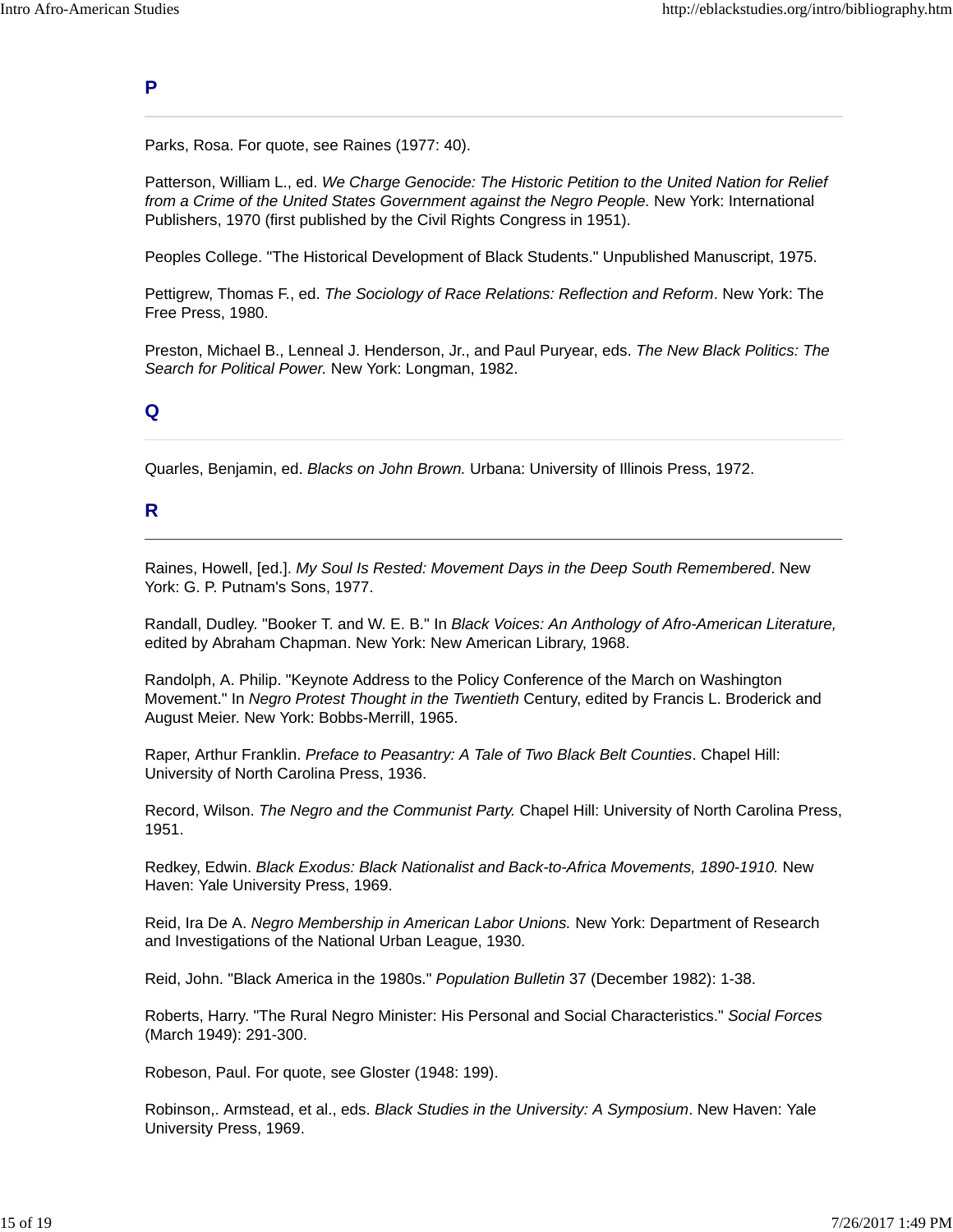## P

Parks, Rosa. For quote, see Raines (1977: 40).

Patterson, William L., ed. *We Charge Genocide: The Historic Petition to the United Nation for Relief from a Crime of the United States Government against the Negro People.* New York: International Publishers, 1970 (first published by the Civil Rights Congress in 1951).

Peoples College. "The Historical Development of Black Students." Unpublished Manuscript, 1975.

Pettigrew, Thomas F., ed. *The Sociology of Race Relations: Reflection and Reform*. New York: The Free Press, 1980.

Preston, Michael B., Lenneal J. Henderson, Jr., and Paul Puryear, eds. *The New Black Politics: The Search for Political Power.* New York: Longman, 1982.

## Q

Quarles, Benjamin, ed. *Blacks on John Brown.* Urbana: University of Illinois Press, 1972.

## R

Raines, Howell, [ed.]. *My Soul Is Rested: Movement Days in the Deep South Remembered*. New York: G. P. Putnam's Sons, 1977.

Randall, Dudley. "Booker T. and W. E. B." In *Black Voices: An Anthology of Afro-American Literature,* edited by Abraham Chapman. New York: New American Library, 1968.

Randolph, A. Philip. "Keynote Address to the Policy Conference of the March on Washington Movement." In *Negro Protest Thought in the Twentieth* Century, edited by Francis L. Broderick and August Meier. New York: Bobbs-Merrill, 1965.

Raper, Arthur Franklin. *Preface to Peasantry: A Tale of Two Black Belt Counties*. Chapel Hill: University of North Carolina Press, 1936.

Record, Wilson. *The Negro and the Communist Party.* Chapel Hill: University of North Carolina Press, 1951.

Redkey, Edwin. *Black Exodus: Black Nationalist and Back-to-Africa Movements, 1890-1910.* New Haven: Yale University Press, 1969.

Reid, Ira De A. *Negro Membership in American Labor Unions.* New York: Department of Research and Investigations of the National Urban League, 1930.

Reid, John. "Black America in the 1980s." *Population Bulletin* 37 (December 1982): 1-38.

Roberts, Harry. "The Rural Negro Minister: His Personal and Social Characteristics." *Social Forces* (March 1949): 291-300.

Robeson, Paul. For quote, see Gloster (1948: 199).

Robinson,. Armstead, et al., eds. *Black Studies in the University: A Symposium*. New Haven: Yale University Press, 1969.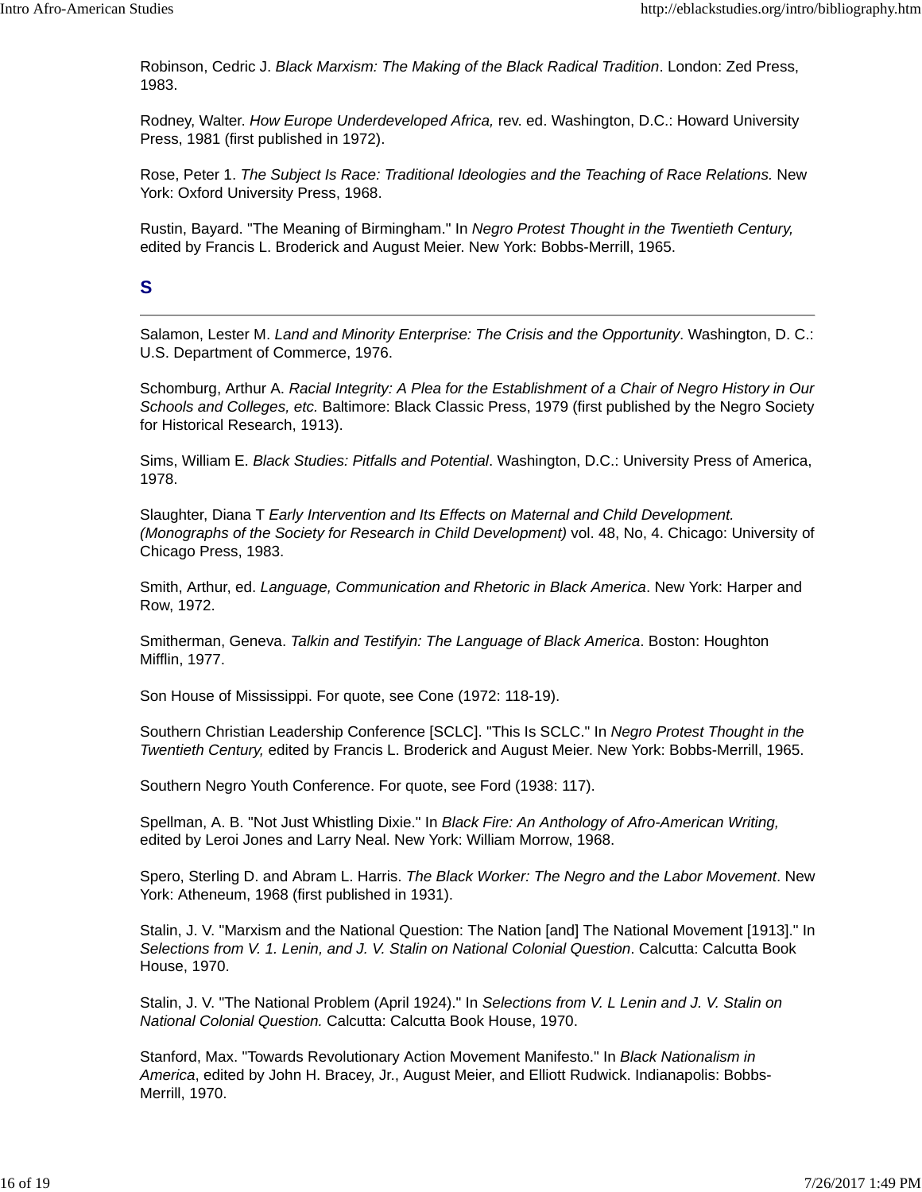Robinson, Cedric J. *Black Marxism: The Making of the Black Radical Tradition*. London: Zed Press, 1983.

Rodney, Walter. *How Europe Underdeveloped Africa,* rev. ed. Washington, D.C.: Howard University Press, 1981 (first published in 1972).

Rose, Peter 1. *The Subject Is Race: Traditional Ideologies and the Teaching of Race Relations.* New York: Oxford University Press, 1968.

Rustin, Bayard. "The Meaning of Birmingham." In *Negro Protest Thought in the Twentieth Century,* edited by Francis L. Broderick and August Meier. New York: Bobbs-Merrill, 1965.

## S

---

Salamon, Lester M. *Land and Minority Enterprise: The Crisis and the Opportunity*. Washington, D. C.: U.S. Department of Commerce, 1976.

Schomburg, Arthur A. *Racial Integrity: A Plea for the Establishment of a Chair of Negro History in Our Schools and Colleges, etc.* Baltimore: Black Classic Press, 1979 (first published by the Negro Society for Historical Research, 1913).

Sims, William E. *Black Studies: Pitfalls and Potential*. Washington, D.C.: University Press of America, 1978.

Slaughter, Diana T *Early Intervention and Its Effects on Maternal and Child Development. (Monographs of the Society for Research in Child Development)* vol. 48, No, 4. Chicago: University of Chicago Press, 1983.

Smith, Arthur, ed. *Language, Communication and Rhetoric in Black America*. New York: Harper and Row, 1972.

Smitherman, Geneva. *Talkin and Testifyin: The Language of Black America*. Boston: Houghton Mifflin, 1977.

Son House of Mississippi. For quote, see Cone (1972: 118-19).

Southern Christian Leadership Conference [SCLC]. "This Is SCLC." In *Negro Protest Thought in the Twentieth Century,* edited by Francis L. Broderick and August Meier. New York: Bobbs-Merrill, 1965.

Southern Negro Youth Conference. For quote, see Ford (1938: 117).

Spellman, A. B. "Not Just Whistling Dixie." In *Black Fire: An Anthology of Afro-American Writing,* edited by Leroi Jones and Larry Neal. New York: William Morrow, 1968.

Spero, Sterling D. and Abram L. Harris. *The Black Worker: The Negro and the Labor Movement*. New York: Atheneum, 1968 (first published in 1931).

Stalin, J. V. "Marxism and the National Question: The Nation [and] The National Movement [1913]." In *Selections from V. 1. Lenin, and J. V. Stalin on National Colonial Question*. Calcutta: Calcutta Book House, 1970.

Stalin, J. V. "The National Problem (April 1924)." In *Selections from V. L Lenin and J. V. Stalin on National Colonial Question.* Calcutta: Calcutta Book House, 1970.

Stanford, Max. "Towards Revolutionary Action Movement Manifesto." In *Black Nationalism in America*, edited by John H. Bracey, Jr., August Meier, and Elliott Rudwick. Indianapolis: Bobbs-Merrill, 1970.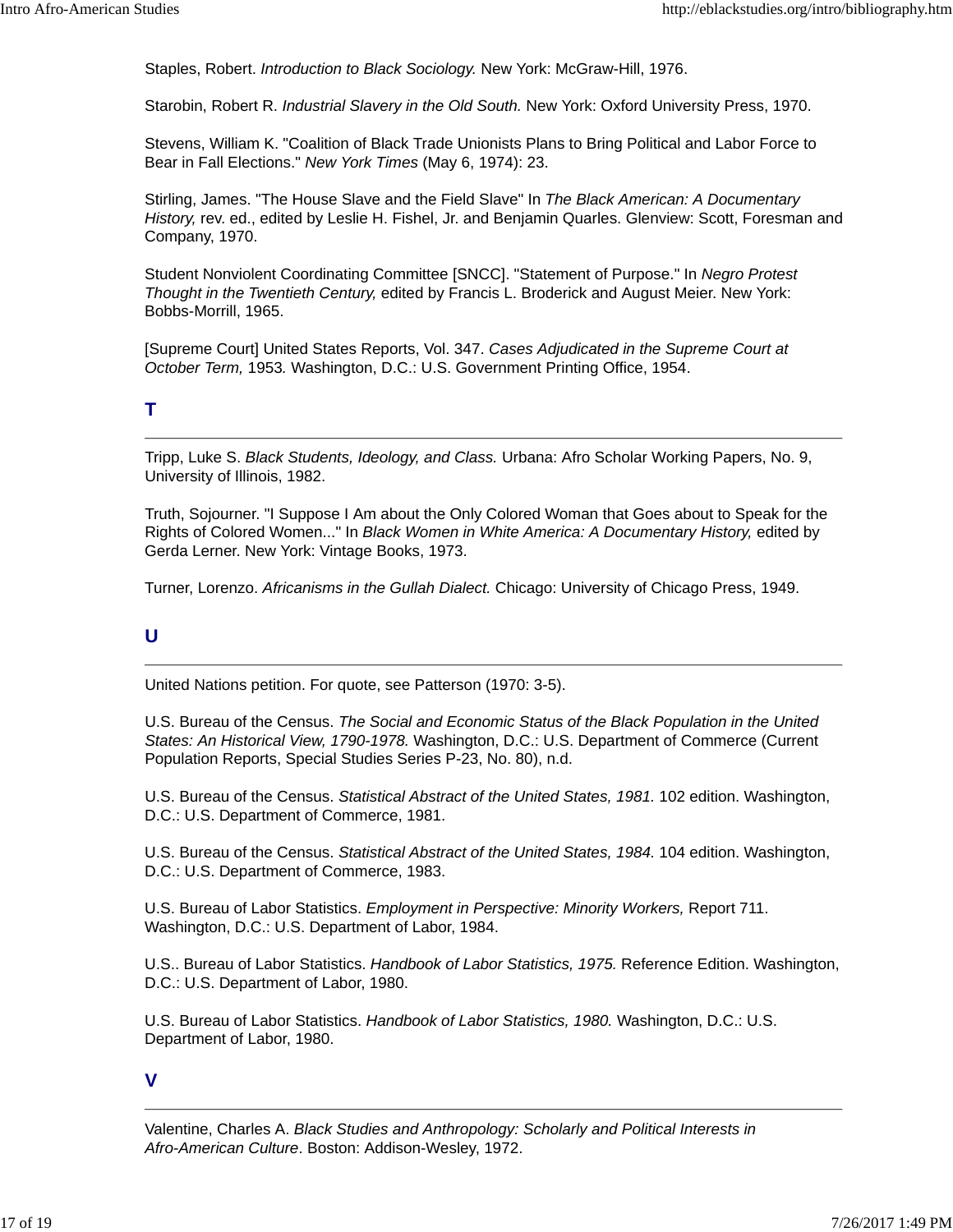Staples, Robert. *Introduction to Black Sociology.* New York: McGraw-Hill, 1976.

Starobin, Robert R. *Industrial Slavery in the Old South.* New York: Oxford University Press, 1970.

Stevens, William K. "Coalition of Black Trade Unionists Plans to Bring Political and Labor Force to Bear in Fall Elections." *New York Times* (May 6, 1974): 23.

Stirling, James. "The House Slave and the Field Slave" In *The Black American: A Documentary History,* rev. ed., edited by Leslie H. Fishel, Jr. and Benjamin Quarles. Glenview: Scott, Foresman and Company, 1970.

Student Nonviolent Coordinating Committee [SNCC]. "Statement of Purpose." In *Negro Protest Thought in the Twentieth Century,* edited by Francis L. Broderick and August Meier. New York: Bobbs-Morrill, 1965.

[Supreme Court] United States Reports, Vol. 347. *Cases Adjudicated in the Supreme Court at October Term,* 1953*.* Washington, D.C.: U.S. Government Printing Office, 1954.

## T

---

Tripp, Luke S. *Black Students, Ideology, and Class.* Urbana: Afro Scholar Working Papers, No. 9, University of Illinois, 1982.

Truth, Sojourner. "I Suppose I Am about the Only Colored Woman that Goes about to Speak for the Rights of Colored Women..." In *Black Women in White America: A Documentary History,* edited by Gerda Lerner. New York: Vintage Books, 1973.

Turner, Lorenzo. *Africanisms in the Gullah Dialect.* Chicago: University of Chicago Press, 1949.

## U

---

United Nations petition. For quote, see Patterson (1970: 3-5).

U.S. Bureau of the Census. *The Social and Economic Status of the Black Population in the United States: An Historical View, 1790-1978.* Washington, D.C.: U.S. Department of Commerce (Current Population Reports, Special Studies Series P-23, No. 80), n.d.

U.S. Bureau of the Census. *Statistical Abstract of the United States, 1981.* 102 edition. Washington, D.C.: U.S. Department of Commerce, 1981.

U.S. Bureau of the Census. *Statistical Abstract of the United States, 1984.* 104 edition. Washington, D.C.: U.S. Department of Commerce, 1983.

U.S. Bureau of Labor Statistics. *Employment in Perspective: Minority Workers,* Report 711. Washington, D.C.: U.S. Department of Labor, 1984.

U.S.. Bureau of Labor Statistics. *Handbook of Labor Statistics, 1975.* Reference Edition. Washington, D.C.: U.S. Department of Labor, 1980.

U.S. Bureau of Labor Statistics. *Handbook of Labor Statistics, 1980.* Washington, D.C.: U.S. Department of Labor, 1980.

## V

---

Valentine, Charles A. *Black Studies and Anthropology: Scholarly and Political Interests in Afro-American Culture*. Boston: Addison-Wesley, 1972.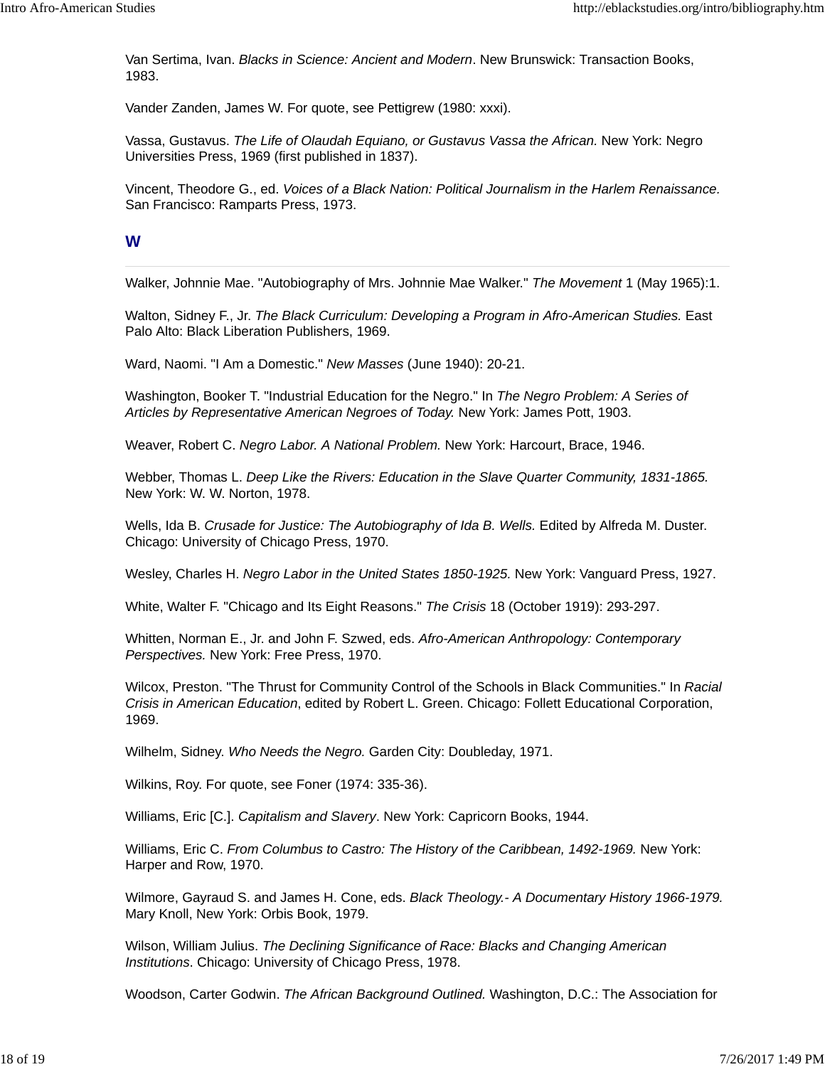Van Sertima, Ivan. *Blacks in Science: Ancient and Modern*. New Brunswick: Transaction Books, 1983.

Vander Zanden, James W. For quote, see Pettigrew (1980: xxxi).

Vassa, Gustavus. *The Life of Olaudah Equiano, or Gustavus Vassa the African.* New York: Negro Universities Press, 1969 (first published in 1837).

Vincent, Theodore G., ed. *Voices of a Black Nation: Political Journalism in the Harlem Renaissance.* San Francisco: Ramparts Press, 1973.

## W

Walker, Johnnie Mae. "Autobiography of Mrs. Johnnie Mae Walker." *The Movement* 1 (May 1965):1.

Walton, Sidney F., Jr. *The Black Curriculum: Developing a Program in Afro-American Studies.* East Palo Alto: Black Liberation Publishers, 1969.

Ward, Naomi. "I Am a Domestic." *New Masses* (June 1940): 20-21.

Washington, Booker T. "Industrial Education for the Negro." In *The Negro Problem: A Series of Articles by Representative American Negroes of Today.* New York: James Pott, 1903.

Weaver, Robert C. *Negro Labor. A National Problem.* New York: Harcourt, Brace, 1946.

Webber, Thomas L. *Deep Like the Rivers: Education in the Slave Quarter Community, 1831-1865.* New York: W. W. Norton, 1978.

Wells, Ida B. *Crusade for Justice: The Autobiography of Ida B. Wells.* Edited by Alfreda M. Duster. Chicago: University of Chicago Press, 1970.

Wesley, Charles H. *Negro Labor in the United States 1850-1925.* New York: Vanguard Press, 1927.

White, Walter F. "Chicago and Its Eight Reasons." *The Crisis* 18 (October 1919): 293-297.

Whitten, Norman E., Jr. and John F. Szwed, eds. *Afro-American Anthropology: Contemporary Perspectives.* New York: Free Press, 1970.

Wilcox, Preston. "The Thrust for Community Control of the Schools in Black Communities." In *Racial Crisis in American Education*, edited by Robert L. Green. Chicago: Follett Educational Corporation, 1969.

Wilhelm, Sidney. *Who Needs the Negro.* Garden City: Doubleday, 1971.

Wilkins, Roy. For quote, see Foner (1974: 335-36).

Williams, Eric [C.]. *Capitalism and Slavery*. New York: Capricorn Books, 1944.

Williams, Eric C. *From Columbus to Castro: The History of the Caribbean, 1492-1969.* New York: Harper and Row, 1970.

Wilmore, Gayraud S. and James H. Cone, eds. *Black Theology.- A Documentary History 1966-1979.* Mary Knoll, New York: Orbis Book, 1979.

Wilson, William Julius. *The Declining Significance of Race: Blacks and Changing American Institutions*. Chicago: University of Chicago Press, 1978.

Woodson, Carter Godwin. *The African Background Outlined.* Washington, D.C.: The Association for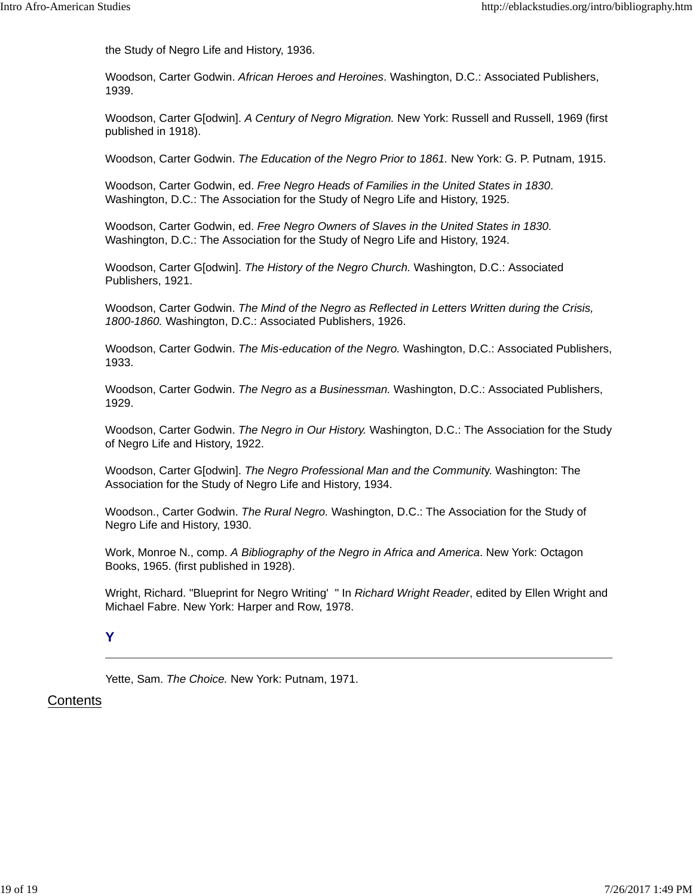the Study of Negro Life and History, 1936.

Woodson, Carter Godwin. *African Heroes and Heroines*. Washington, D.C.: Associated Publishers, 1939.

Woodson, Carter G[odwin]. *A Century of Negro Migration.* New York: Russell and Russell, 1969 (first published in 1918).

Woodson, Carter Godwin. *The Education of the Negro Prior to 1861.* New York: G. P. Putnam, 1915.

Woodson, Carter Godwin, ed. *Free Negro Heads of Families in the United States in 1830*. Washington, D.C.: The Association for the Study of Negro Life and History, 1925.

Woodson, Carter Godwin, ed. *Free Negro Owners of Slaves in the United States in 1830*. Washington, D.C.: The Association for the Study of Negro Life and History, 1924.

Woodson, Carter G[odwin]. *The History of the Negro Church.* Washington, D.C.: Associated Publishers, 1921.

Woodson, Carter Godwin. *The Mind of the Negro as Reflected in Letters Written during the Crisis, 1800-1860.* Washington, D.C.: Associated Publishers, 1926.

Woodson, Carter Godwin. *The Mis-education of the Negro.* Washington, D.C.: Associated Publishers, 1933.

Woodson, Carter Godwin. *The Negro as a Businessman.* Washington, D.C.: Associated Publishers, 1929.

Woodson, Carter Godwin. *The Negro in Our History.* Washington, D.C.: The Association for the Study of Negro Life and History, 1922.

Woodson, Carter G[odwin]. *The Negro Professional Man and the Communit*y. Washington: The Association for the Study of Negro Life and History, 1934.

Woodson., Carter Godwin. *The Rural Negro.* Washington, D.C.: The Association for the Study of Negro Life and History, 1930.

Work, Monroe N., comp. *A Bibliography of the Negro in Africa and America*. New York: Octagon Books, 1965. (first published in 1928).

Wright, Richard. "Blueprint for Negro Writing' " In *Richard Wright Reader*, edited by Ellen Wright and Michael Fabre. New York: Harper and Row, 1978.

## Y

---

Yette, Sam. *The Choice.* New York: Putnam, 1971.

Contents